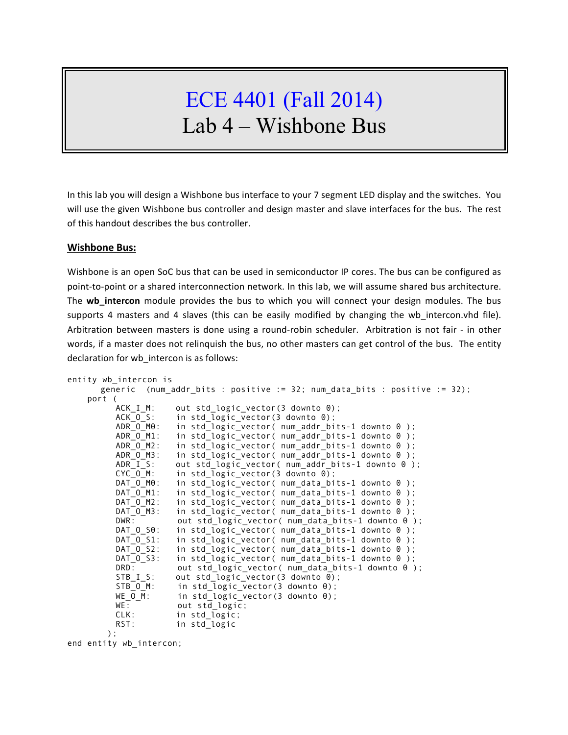# ECE 4401 (Fall 2014)
# Lab 4 – Wishbone Bus

In this lab you will design a Wishbone bus interface to your 7 segment LED display and the switches. You will use the given Wishbone bus controller and design master and slave interfaces for the bus. The rest of this handout describes the bus controller.

## Wishbone Bus:

Wishbone is an open SoC bus that can be used in semiconductor IP cores. The bus can be configured as point-to-point or a shared interconnection network. In this lab, we will assume shared bus architecture. The **wb_intercon** module provides the bus to which you will connect your design modules. The bus supports 4 masters and 4 slaves (this can be easily modified by changing the wb_intercon.vhd file). Arbitration between masters is done using a round-robin scheduler. Arbitration is not fair - in other words, if a master does not relinquish the bus, no other masters can get control of the bus. The entity declaration for wb_intercon is as follows:

```
entity wb_intercon is
      generic  (num_addr_bits : positive := 32; num_data_bits : positive := 32);
    port (
          ACK_I_M:    out std_logic_vector(3 downto 0);
          ACK_O_S:    in std_logic_vector(3 downto 0);
          ADR_O_M0:   in std_logic_vector( num_addr_bits-1 downto 0 );
          ADR_O_M1:   in std_logic_vector( num_addr_bits-1 downto 0 );
          ADR_O_M2:   in std_logic_vector( num_addr_bits-1 downto 0 );
          ADR_O_M3:   in std_logic_vector( num_addr_bits-1 downto 0 );
          ADR_I_S:    out std_logic_vector( num_addr_bits-1 downto 0 );
          CYC_O_M:    in std_logic_vector(3 downto 0);
          DAT_O_M0:   in std_logic_vector( num_data_bits-1 downto 0 );
          DAT_O_M1:   in std_logic_vector( num_data_bits-1 downto 0 );
          DAT_O_M2:   in std_logic_vector( num_data_bits-1 downto 0 );
          DAT_O_M3:   in std_logic_vector( num_data_bits-1 downto 0 );
          DWR:         out std_logic_vector( num_data_bits-1 downto 0 );
          DAT_O_S0:   in std_logic_vector( num_data_bits-1 downto 0 );
          DAT_O_S1:   in std_logic_vector( num_data_bits-1 downto 0 );
          DAT_O_S2:   in std_logic_vector( num_data_bits-1 downto 0 );
          DAT_O_S3:   in std_logic_vector( num_data_bits-1 downto 0 );
          DRD:         out std_logic_vector( num_data_bits-1 downto 0 );
          STB_I_S:    out std_logic_vector(3 downto 0);
          STB_O_M:     in std_logic_vector(3 downto 0);
          WE_O_M:      in std_logic_vector(3 downto 0);
          WE:          out std_logic;
          CLK:         in std_logic;
          RST:         in std_logic
        );
end entity wb_intercon;
```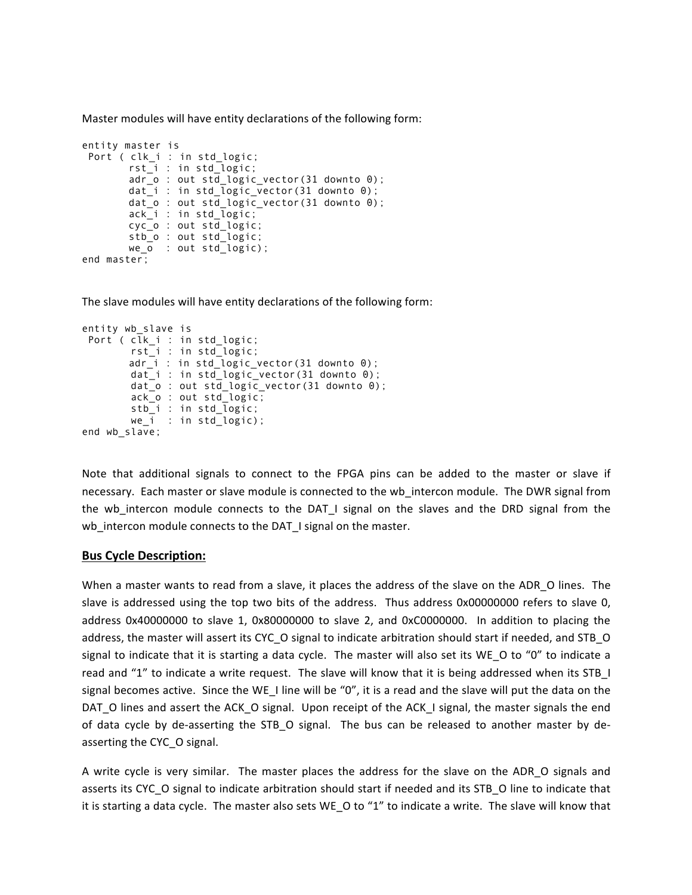Master modules will have entity declarations of the following form:

```
entity master is
 Port ( clk_i : in std_logic;
        rst_i : in std_logic;
        adr_o : out std_logic_vector(31 downto 0);
        dat_i : in std_logic_vector(31 downto 0);
        dat_o : out std_logic_vector(31 downto 0);
        ack_i : in std_logic;
        cyc_o : out std_logic;
        stb_o : out std_logic;
        we_o  : out std_logic);
end master;
```

The slave modules will have entity declarations of the following form:

```
entity wb_slave is
 Port ( clk_i : in std_logic;
        rst_i : in std_logic;
        adr_i : in std_logic_vector(31 downto 0);
        dat_i : in std_logic_vector(31 downto 0);
        dat_o : out std_logic_vector(31 downto 0);
        ack_o : out std_logic;
        stb_i : in std_logic;
        we_i  : in std_logic);
end wb_slave;
```

Note that additional signals to connect to the FPGA pins can be added to the master or slave if necessary. Each master or slave module is connected to the wb_intercon module. The DWR signal from the wb_intercon module connects to the DAT_I signal on the slaves and the DRD signal from the wb_intercon module connects to the DAT_I signal on the master.

## Bus Cycle Description:

When a master wants to read from a slave, it places the address of the slave on the ADR_O lines. The slave is addressed using the top two bits of the address. Thus address 0x00000000 refers to slave 0, address 0x40000000 to slave 1, 0x80000000 to slave 2, and 0xC0000000. In addition to placing the address, the master will assert its CYC_O signal to indicate arbitration should start if needed, and STB_O signal to indicate that it is starting a data cycle. The master will also set its WE_O to "0" to indicate a read and "1" to indicate a write request. The slave will know that it is being addressed when its STB_I signal becomes active. Since the WE_I line will be "0", it is a read and the slave will put the data on the DAT_O lines and assert the ACK_O signal. Upon receipt of the ACK_I signal, the master signals the end of data cycle by de-asserting the STB_O signal. The bus can be released to another master by de-asserting the CYC_O signal.

A write cycle is very similar. The master places the address for the slave on the ADR_O signals and asserts its CYC_O signal to indicate arbitration should start if needed and its STB_O line to indicate that it is starting a data cycle. The master also sets WE_O to "1" to indicate a write. The slave will know that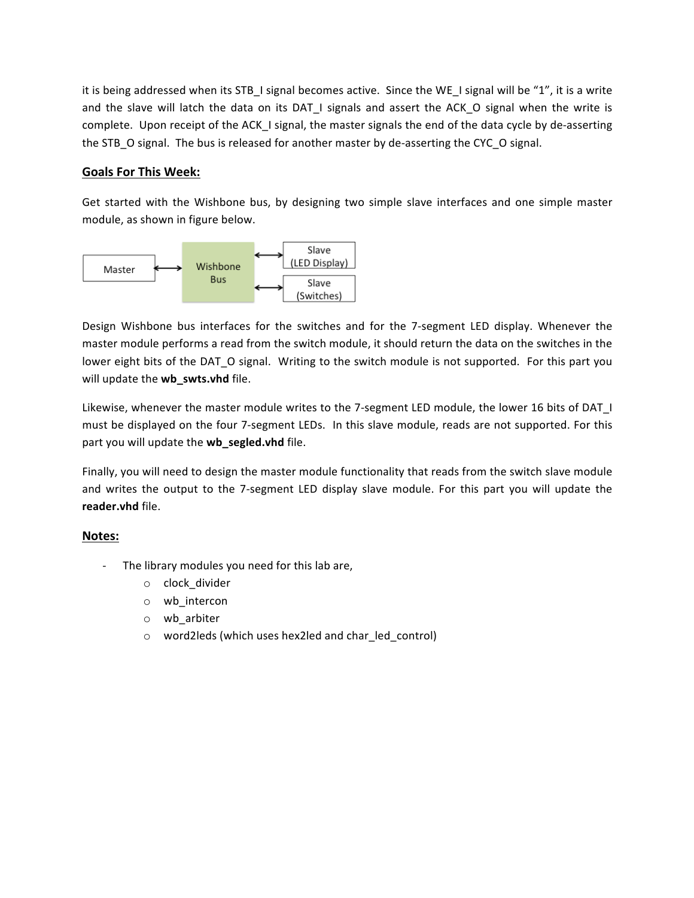it is being addressed when its STB_I signal becomes active. Since the WE_I signal will be "1", it is a write and the slave will latch the data on its DAT_I signals and assert the ACK_O signal when the write is complete. Upon receipt of the ACK_I signal, the master signals the end of the data cycle by de-asserting the STB_O signal. The bus is released for another master by de-asserting the CYC_O signal.

## Goals For This Week:

Get started with the Wishbone bus, by designing two simple slave interfaces and one simple master module, as shown in figure below.

Master ⟷ Wishbone Bus ⟷ Slave (LED Display)
Wishbone Bus ⟷ Slave (Switches)

Design Wishbone bus interfaces for the switches and for the 7-segment LED display. Whenever the master module performs a read from the switch module, it should return the data on the switches in the lower eight bits of the DAT_O signal. Writing to the switch module is not supported. For this part you will update the **wb_swts.vhd** file.

Likewise, whenever the master module writes to the 7-segment LED module, the lower 16 bits of DAT_I must be displayed on the four 7-segment LEDs. In this slave module, reads are not supported. For this part you will update the **wb_segled.vhd** file.

Finally, you will need to design the master module functionality that reads from the switch slave module and writes the output to the 7-segment LED display slave module. For this part you will update the **reader.vhd** file.

## Notes:

- The library modules you need for this lab are,
  - clock_divider
  - wb_intercon
  - wb_arbiter
  - word2leds (which uses hex2led and char_led_control)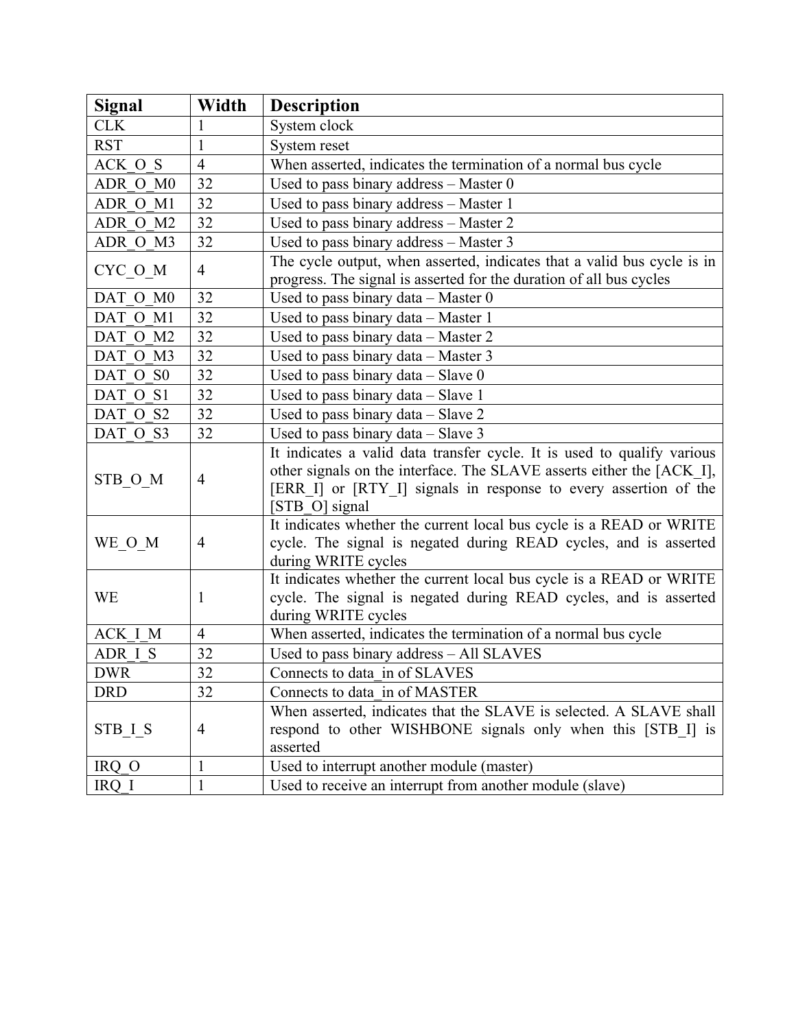| Signal | Width | Description |
|---|---|---|
| CLK | 1 | System clock |
| RST | 1 | System reset |
| ACK_O_S | 4 | When asserted, indicates the termination of a normal bus cycle |
| ADR_O_M0 | 32 | Used to pass binary address – Master 0 |
| ADR_O_M1 | 32 | Used to pass binary address – Master 1 |
| ADR_O_M2 | 32 | Used to pass binary address – Master 2 |
| ADR_O_M3 | 32 | Used to pass binary address – Master 3 |
| CYC_O_M | 4 | The cycle output, when asserted, indicates that a valid bus cycle is in progress. The signal is asserted for the duration of all bus cycles |
| DAT_O_M0 | 32 | Used to pass binary data – Master 0 |
| DAT_O_M1 | 32 | Used to pass binary data – Master 1 |
| DAT_O_M2 | 32 | Used to pass binary data – Master 2 |
| DAT_O_M3 | 32 | Used to pass binary data – Master 3 |
| DAT_O_S0 | 32 | Used to pass binary data – Slave 0 |
| DAT_O_S1 | 32 | Used to pass binary data – Slave 1 |
| DAT_O_S2 | 32 | Used to pass binary data – Slave 2 |
| DAT_O_S3 | 32 | Used to pass binary data – Slave 3 |
| STB_O_M | 4 | It indicates a valid data transfer cycle. It is used to qualify various other signals on the interface. The SLAVE asserts either the [ACK_I], [ERR_I] or [RTY_I] signals in response to every assertion of the [STB_O] signal |
| WE_O_M | 4 | It indicates whether the current local bus cycle is a READ or WRITE cycle. The signal is negated during READ cycles, and is asserted during WRITE cycles |
| WE | 1 | It indicates whether the current local bus cycle is a READ or WRITE cycle. The signal is negated during READ cycles, and is asserted during WRITE cycles |
| ACK_I_M | 4 | When asserted, indicates the termination of a normal bus cycle |
| ADR_I_S | 32 | Used to pass binary address – All SLAVES |
| DWR | 32 | Connects to data_in of SLAVES |
| DRD | 32 | Connects to data_in of MASTER |
| STB_I_S | 4 | When asserted, indicates that the SLAVE is selected. A SLAVE shall respond to other WISHBONE signals only when this [STB_I] is asserted |
| IRQ_O | 1 | Used to interrupt another module (master) |
| IRQ_I | 1 | Used to receive an interrupt from another module (slave) |